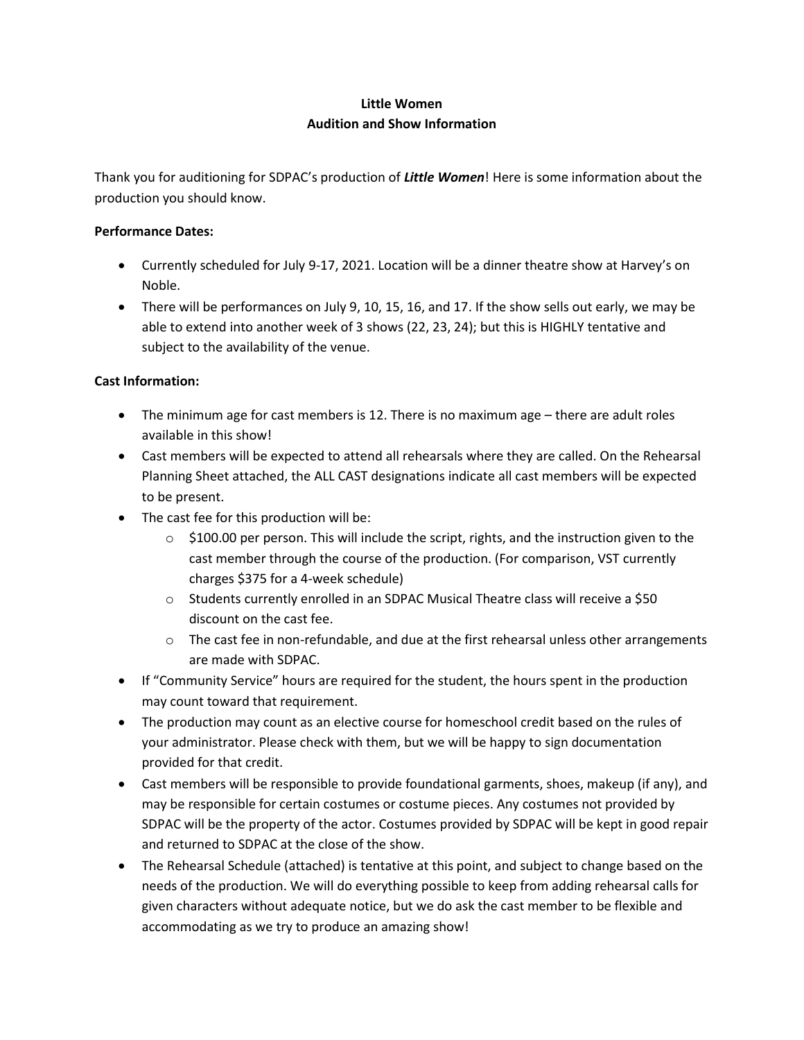# Little Women
## Audition and Show Information

Thank you for auditioning for SDPAC's production of ***Little Women***! Here is some information about the production you should know.

**Performance Dates:**

- Currently scheduled for July 9-17, 2021. Location will be a dinner theatre show at Harvey's on Noble.
- There will be performances on July 9, 10, 15, 16, and 17. If the show sells out early, we may be able to extend into another week of 3 shows (22, 23, 24); but this is HIGHLY tentative and subject to the availability of the venue.

**Cast Information:**

- The minimum age for cast members is 12. There is no maximum age – there are adult roles available in this show!
- Cast members will be expected to attend all rehearsals where they are called. On the Rehearsal Planning Sheet attached, the ALL CAST designations indicate all cast members will be expected to be present.
- The cast fee for this production will be:
  - $100.00 per person. This will include the script, rights, and the instruction given to the cast member through the course of the production. (For comparison, VST currently charges $375 for a 4-week schedule)
  - Students currently enrolled in an SDPAC Musical Theatre class will receive a $50 discount on the cast fee.
  - The cast fee in non-refundable, and due at the first rehearsal unless other arrangements are made with SDPAC.
- If "Community Service" hours are required for the student, the hours spent in the production may count toward that requirement.
- The production may count as an elective course for homeschool credit based on the rules of your administrator. Please check with them, but we will be happy to sign documentation provided for that credit.
- Cast members will be responsible to provide foundational garments, shoes, makeup (if any), and may be responsible for certain costumes or costume pieces. Any costumes not provided by SDPAC will be the property of the actor. Costumes provided by SDPAC will be kept in good repair and returned to SDPAC at the close of the show.
- The Rehearsal Schedule (attached) is tentative at this point, and subject to change based on the needs of the production. We will do everything possible to keep from adding rehearsal calls for given characters without adequate notice, but we do ask the cast member to be flexible and accommodating as we try to produce an amazing show!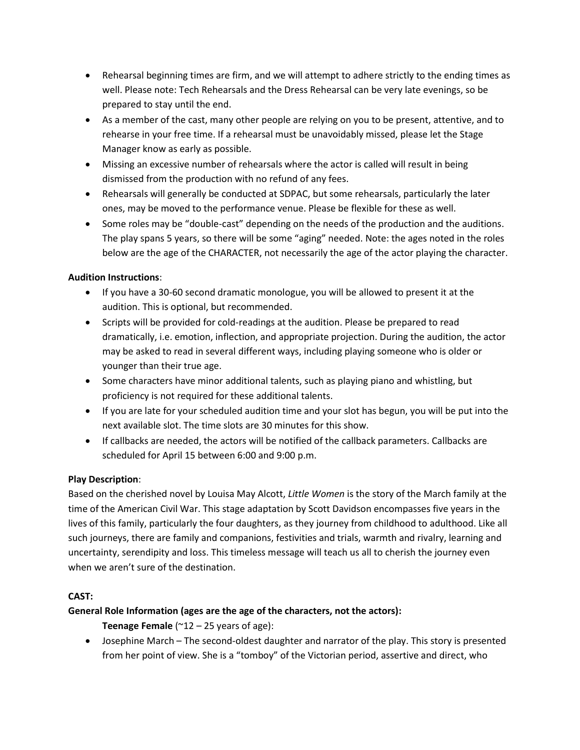- Rehearsal beginning times are firm, and we will attempt to adhere strictly to the ending times as well. Please note: Tech Rehearsals and the Dress Rehearsal can be very late evenings, so be prepared to stay until the end.
- As a member of the cast, many other people are relying on you to be present, attentive, and to rehearse in your free time. If a rehearsal must be unavoidably missed, please let the Stage Manager know as early as possible.
- Missing an excessive number of rehearsals where the actor is called will result in being dismissed from the production with no refund of any fees.
- Rehearsals will generally be conducted at SDPAC, but some rehearsals, particularly the later ones, may be moved to the performance venue. Please be flexible for these as well.
- Some roles may be "double-cast" depending on the needs of the production and the auditions. The play spans 5 years, so there will be some "aging" needed. Note: the ages noted in the roles below are the age of the CHARACTER, not necessarily the age of the actor playing the character.

**Audition Instructions**:

- If you have a 30-60 second dramatic monologue, you will be allowed to present it at the audition. This is optional, but recommended.
- Scripts will be provided for cold-readings at the audition. Please be prepared to read dramatically, i.e. emotion, inflection, and appropriate projection. During the audition, the actor may be asked to read in several different ways, including playing someone who is older or younger than their true age.
- Some characters have minor additional talents, such as playing piano and whistling, but proficiency is not required for these additional talents.
- If you are late for your scheduled audition time and your slot has begun, you will be put into the next available slot. The time slots are 30 minutes for this show.
- If callbacks are needed, the actors will be notified of the callback parameters. Callbacks are scheduled for April 15 between 6:00 and 9:00 p.m.

**Play Description**:

Based on the cherished novel by Louisa May Alcott, *Little Women* is the story of the March family at the time of the American Civil War. This stage adaptation by Scott Davidson encompasses five years in the lives of this family, particularly the four daughters, as they journey from childhood to adulthood. Like all such journeys, there are family and companions, festivities and trials, warmth and rivalry, learning and uncertainty, serendipity and loss. This timeless message will teach us all to cherish the journey even when we aren't sure of the destination.

**CAST:**

**General Role Information (ages are the age of the characters, not the actors):**

**Teenage Female** (~12 – 25 years of age):

- Josephine March – The second-oldest daughter and narrator of the play. This story is presented from her point of view. She is a "tomboy" of the Victorian period, assertive and direct, who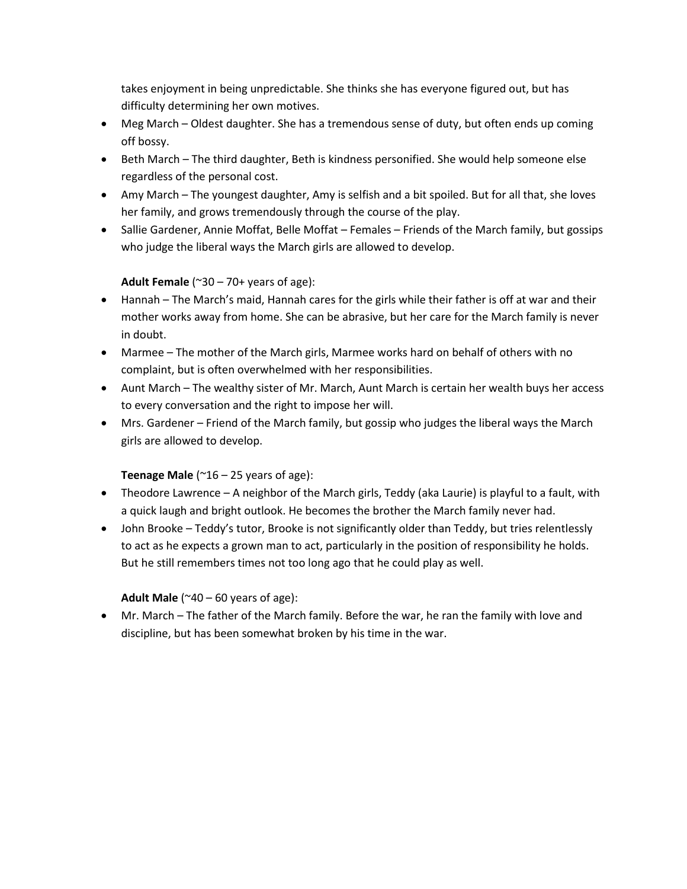takes enjoyment in being unpredictable. She thinks she has everyone figured out, but has difficulty determining her own motives.

- Meg March – Oldest daughter. She has a tremendous sense of duty, but often ends up coming off bossy.
- Beth March – The third daughter, Beth is kindness personified. She would help someone else regardless of the personal cost.
- Amy March – The youngest daughter, Amy is selfish and a bit spoiled. But for all that, she loves her family, and grows tremendously through the course of the play.
- Sallie Gardener, Annie Moffat, Belle Moffat – Females – Friends of the March family, but gossips who judge the liberal ways the March girls are allowed to develop.

**Adult Female** (~30 – 70+ years of age):

- Hannah – The March's maid, Hannah cares for the girls while their father is off at war and their mother works away from home. She can be abrasive, but her care for the March family is never in doubt.
- Marmee – The mother of the March girls, Marmee works hard on behalf of others with no complaint, but is often overwhelmed with her responsibilities.
- Aunt March – The wealthy sister of Mr. March, Aunt March is certain her wealth buys her access to every conversation and the right to impose her will.
- Mrs. Gardener – Friend of the March family, but gossip who judges the liberal ways the March girls are allowed to develop.

**Teenage Male** (~16 – 25 years of age):

- Theodore Lawrence – A neighbor of the March girls, Teddy (aka Laurie) is playful to a fault, with a quick laugh and bright outlook. He becomes the brother the March family never had.
- John Brooke – Teddy's tutor, Brooke is not significantly older than Teddy, but tries relentlessly to act as he expects a grown man to act, particularly in the position of responsibility he holds. But he still remembers times not too long ago that he could play as well.

**Adult Male** (~40 – 60 years of age):

- Mr. March – The father of the March family. Before the war, he ran the family with love and discipline, but has been somewhat broken by his time in the war.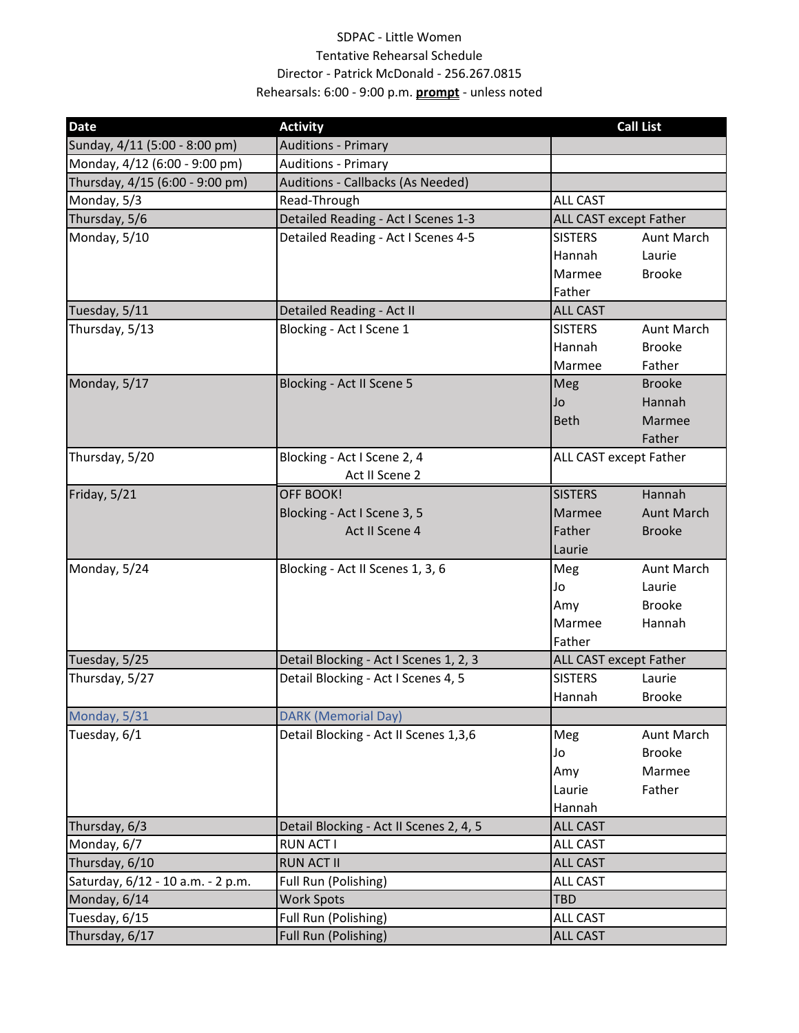SDPAC - Little Women

Tentative Rehearsal Schedule

Director - Patrick McDonald - 256.267.0815

Rehearsals: 6:00 - 9:00 p.m. **prompt** - unless noted

| Date | Activity | Call List | |
|---|---|---|---|
| Sunday, 4/11 (5:00 - 8:00 pm) | Auditions - Primary | | |
| Monday, 4/12 (6:00 - 9:00 pm) | Auditions - Primary | | |
| Thursday, 4/15 (6:00 - 9:00 pm) | Auditions - Callbacks (As Needed) | | |
| Monday, 5/3 | Read-Through | ALL CAST | |
| Thursday, 5/6 | Detailed Reading - Act I Scenes 1-3 | ALL CAST except Father | |
| Monday, 5/10 | Detailed Reading - Act I Scenes 4-5 | SISTERS<br>Hannah<br>Marmee<br>Father | Aunt March<br>Laurie<br>Brooke |
| Tuesday, 5/11 | Detailed Reading - Act II | ALL CAST | |
| Thursday, 5/13 | Blocking - Act I Scene 1 | SISTERS<br>Hannah<br>Marmee | Aunt March<br>Brooke<br>Father |
| Monday, 5/17 | Blocking - Act II Scene 5 | Meg<br>Jo<br>Beth | Brooke<br>Hannah<br>Marmee<br>Father |
| Thursday, 5/20 | Blocking - Act I Scene 2, 4<br>Act II Scene 2 | ALL CAST except Father | |
| Friday, 5/21 | OFF BOOK!<br>Blocking - Act I Scene 3, 5<br>Act II Scene 4 | SISTERS<br>Marmee<br>Father<br>Laurie | Hannah<br>Aunt March<br>Brooke |
| Monday, 5/24 | Blocking - Act II Scenes 1, 3, 6 | Meg<br>Jo<br>Amy<br>Marmee<br>Father | Aunt March<br>Laurie<br>Brooke<br>Hannah |
| Tuesday, 5/25 | Detail Blocking - Act I Scenes 1, 2, 3 | ALL CAST except Father | |
| Thursday, 5/27 | Detail Blocking - Act I Scenes 4, 5 | SISTERS<br>Hannah | Laurie<br>Brooke |
| Monday, 5/31 | DARK (Memorial Day) | | |
| Tuesday, 6/1 | Detail Blocking - Act II Scenes 1,3,6 | Meg<br>Jo<br>Amy<br>Laurie<br>Hannah | Aunt March<br>Brooke<br>Marmee<br>Father |
| Thursday, 6/3 | Detail Blocking - Act II Scenes 2, 4, 5 | ALL CAST | |
| Monday, 6/7 | RUN ACT I | ALL CAST | |
| Thursday, 6/10 | RUN ACT II | ALL CAST | |
| Saturday, 6/12 - 10 a.m. - 2 p.m. | Full Run (Polishing) | ALL CAST | |
| Monday, 6/14 | Work Spots | TBD | |
| Tuesday, 6/15 | Full Run (Polishing) | ALL CAST | |
| Thursday, 6/17 | Full Run (Polishing) | ALL CAST | |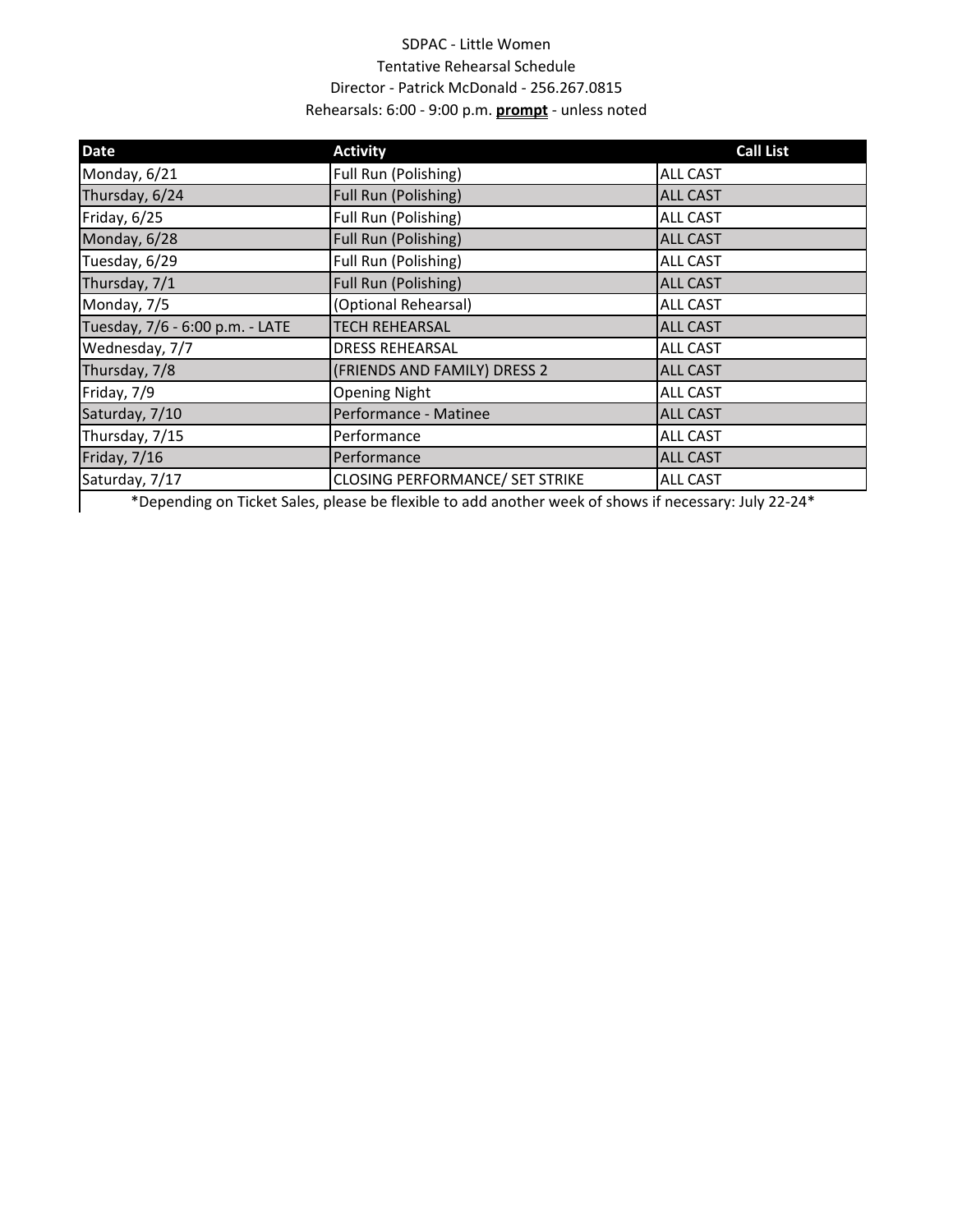SDPAC - Little Women

Tentative Rehearsal Schedule

Director - Patrick McDonald - 256.267.0815

Rehearsals: 6:00 - 9:00 p.m. **prompt** - unless noted

| Date | Activity | Call List |
|---|---|---|
| Monday, 6/21 | Full Run (Polishing) | ALL CAST |
| Thursday, 6/24 | Full Run (Polishing) | ALL CAST |
| Friday, 6/25 | Full Run (Polishing) | ALL CAST |
| Monday, 6/28 | Full Run (Polishing) | ALL CAST |
| Tuesday, 6/29 | Full Run (Polishing) | ALL CAST |
| Thursday, 7/1 | Full Run (Polishing) | ALL CAST |
| Monday, 7/5 | (Optional Rehearsal) | ALL CAST |
| Tuesday, 7/6 - 6:00 p.m. - LATE | TECH REHEARSAL | ALL CAST |
| Wednesday, 7/7 | DRESS REHEARSAL | ALL CAST |
| Thursday, 7/8 | (FRIENDS AND FAMILY) DRESS 2 | ALL CAST |
| Friday, 7/9 | Opening Night | ALL CAST |
| Saturday, 7/10 | Performance - Matinee | ALL CAST |
| Thursday, 7/15 | Performance | ALL CAST |
| Friday, 7/16 | Performance | ALL CAST |
| Saturday, 7/17 | CLOSING PERFORMANCE/ SET STRIKE | ALL CAST |

*Depending on Ticket Sales, please be flexible to add another week of shows if necessary: July 22-24*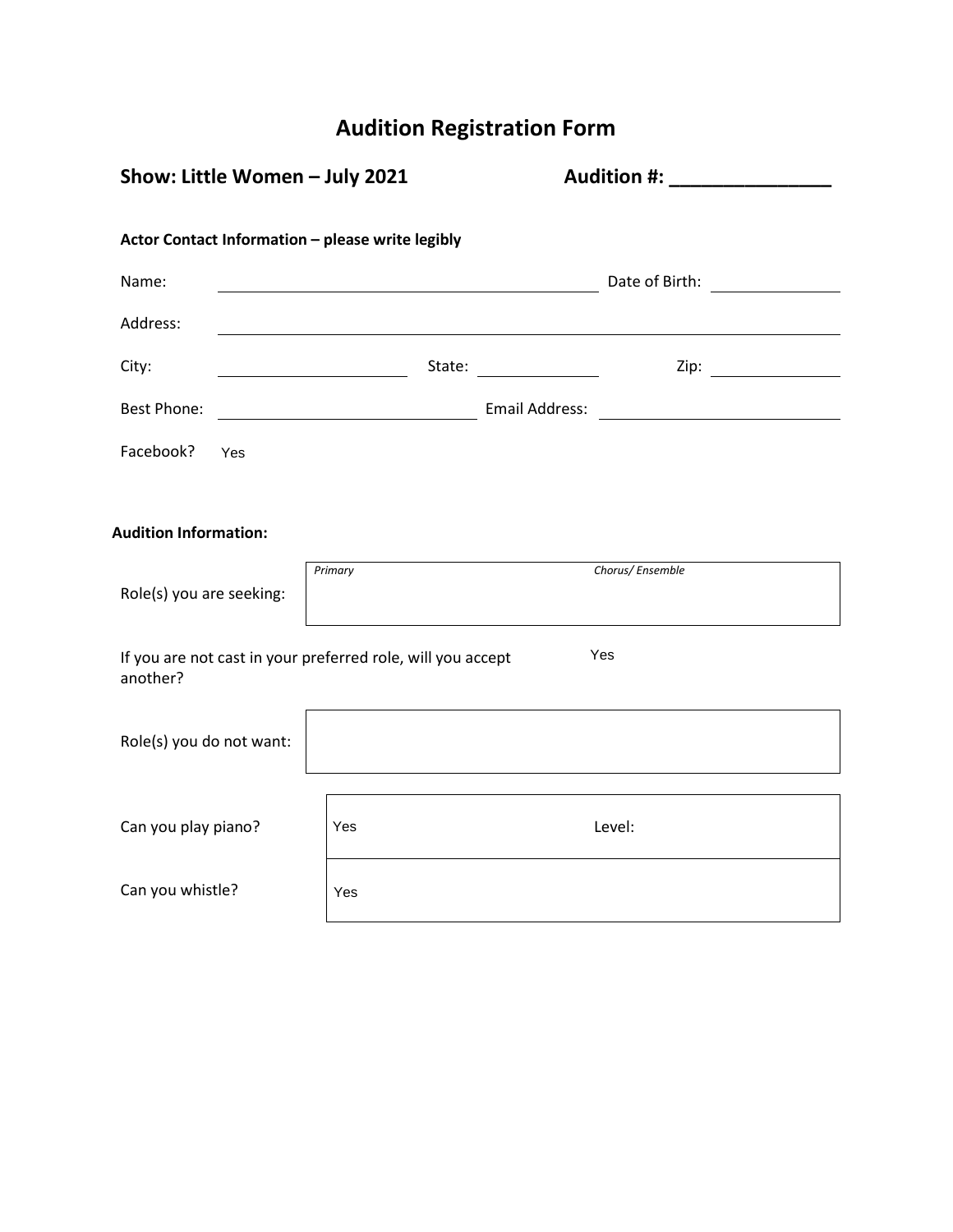# Audition Registration Form

**Show: Little Women – July 2021** **Audition #: _______________**

**Actor Contact Information – please write legibly**

Name: ________________________________________ Date of Birth: ______________

Address: ______________________________________________________________

City: ____________________ State: ____________ Zip: ______________

Best Phone: ____________________________ Email Address: __________________________

Facebook? Yes

**Audition Information:**

| Role(s) you are seeking: | *Primary* | *Chorus/ Ensemble* |
|---|---|---|

If you are not cast in your preferred role, will you accept another? Yes

| Role(s) you do not want: | |
|---|---|

| | | |
|---|---|---|
| Can you play piano? | Yes | Level: |
| Can you whistle? | Yes | |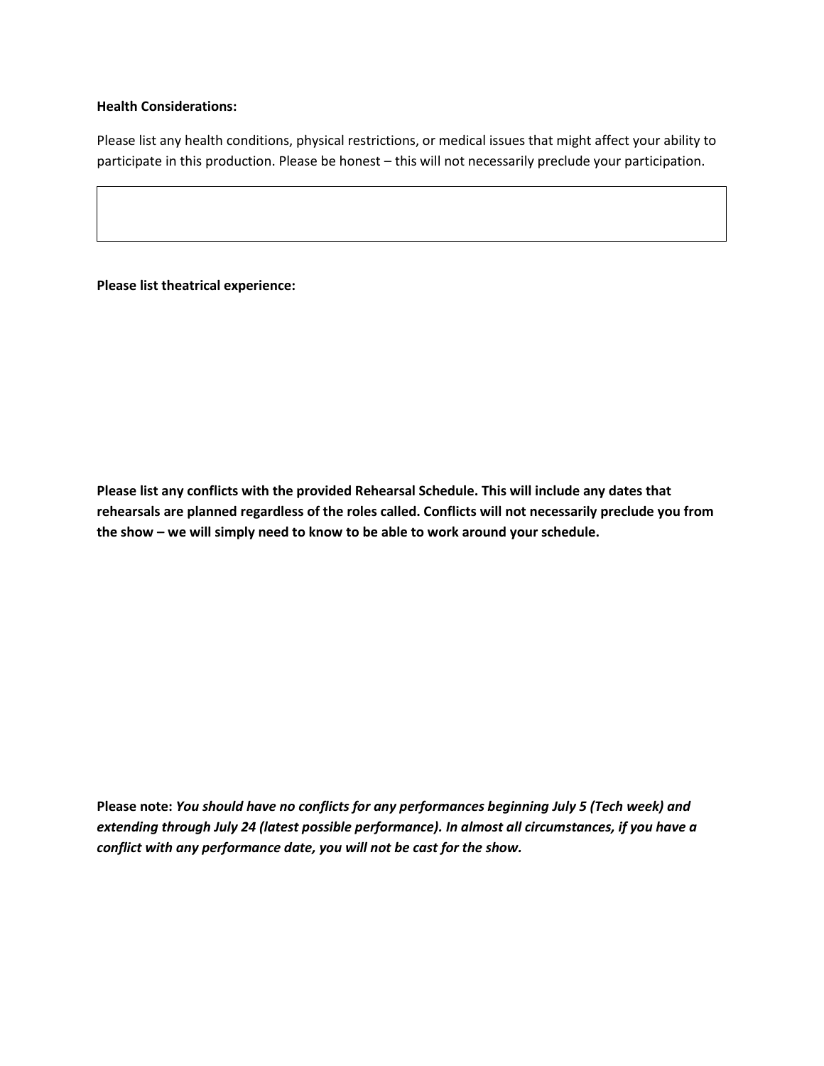**Health Considerations:**

Please list any health conditions, physical restrictions, or medical issues that might affect your ability to participate in this production. Please be honest – this will not necessarily preclude your participation.

**Please list theatrical experience:**

**Please list any conflicts with the provided Rehearsal Schedule. This will include any dates that rehearsals are planned regardless of the roles called. Conflicts will not necessarily preclude you from the show – we will simply need to know to be able to work around your schedule.**

**Please note:** ***You should have no conflicts for any performances beginning July 5 (Tech week) and extending through July 24 (latest possible performance). In almost all circumstances, if you have a conflict with any performance date, you will not be cast for the show.***